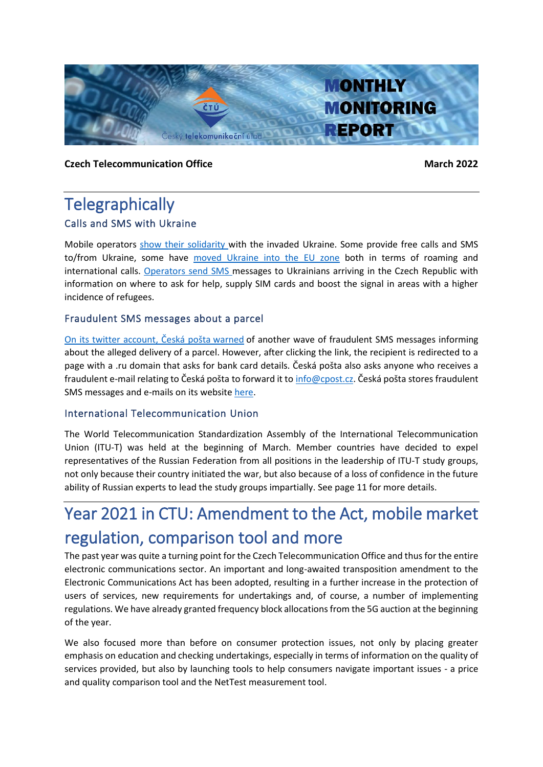# MONTHLY MONITORING REPORT

**Czech Telecommunication Office** **March 2022**

# Telegraphically

## Calls and SMS with Ukraine

Mobile operators show their solidarity with the invaded Ukraine. Some provide free calls and SMS to/from Ukraine, some have moved Ukraine into the EU zone both in terms of roaming and international calls. Operators send SMS messages to Ukrainians arriving in the Czech Republic with information on where to ask for help, supply SIM cards and boost the signal in areas with a higher incidence of refugees.

## Fraudulent SMS messages about a parcel

On its twitter account, Česká pošta warned of another wave of fraudulent SMS messages informing about the alleged delivery of a parcel. However, after clicking the link, the recipient is redirected to a page with a .ru domain that asks for bank card details. Česká pošta also asks anyone who receives a fraudulent e-mail relating to Česká pošta to forward it to info@cpost.cz. Česká pošta stores fraudulent SMS messages and e-mails on its website here.

## International Telecommunication Union

The World Telecommunication Standardization Assembly of the International Telecommunication Union (ITU-T) was held at the beginning of March. Member countries have decided to expel representatives of the Russian Federation from all positions in the leadership of ITU-T study groups, not only because their country initiated the war, but also because of a loss of confidence in the future ability of Russian experts to lead the study groups impartially. See page 11 for more details.

# Year 2021 in CTU: Amendment to the Act, mobile market regulation, comparison tool and more

The past year was quite a turning point for the Czech Telecommunication Office and thus for the entire electronic communications sector. An important and long-awaited transposition amendment to the Electronic Communications Act has been adopted, resulting in a further increase in the protection of users of services, new requirements for undertakings and, of course, a number of implementing regulations. We have already granted frequency block allocations from the 5G auction at the beginning of the year.

We also focused more than before on consumer protection issues, not only by placing greater emphasis on education and checking undertakings, especially in terms of information on the quality of services provided, but also by launching tools to help consumers navigate important issues - a price and quality comparison tool and the NetTest measurement tool.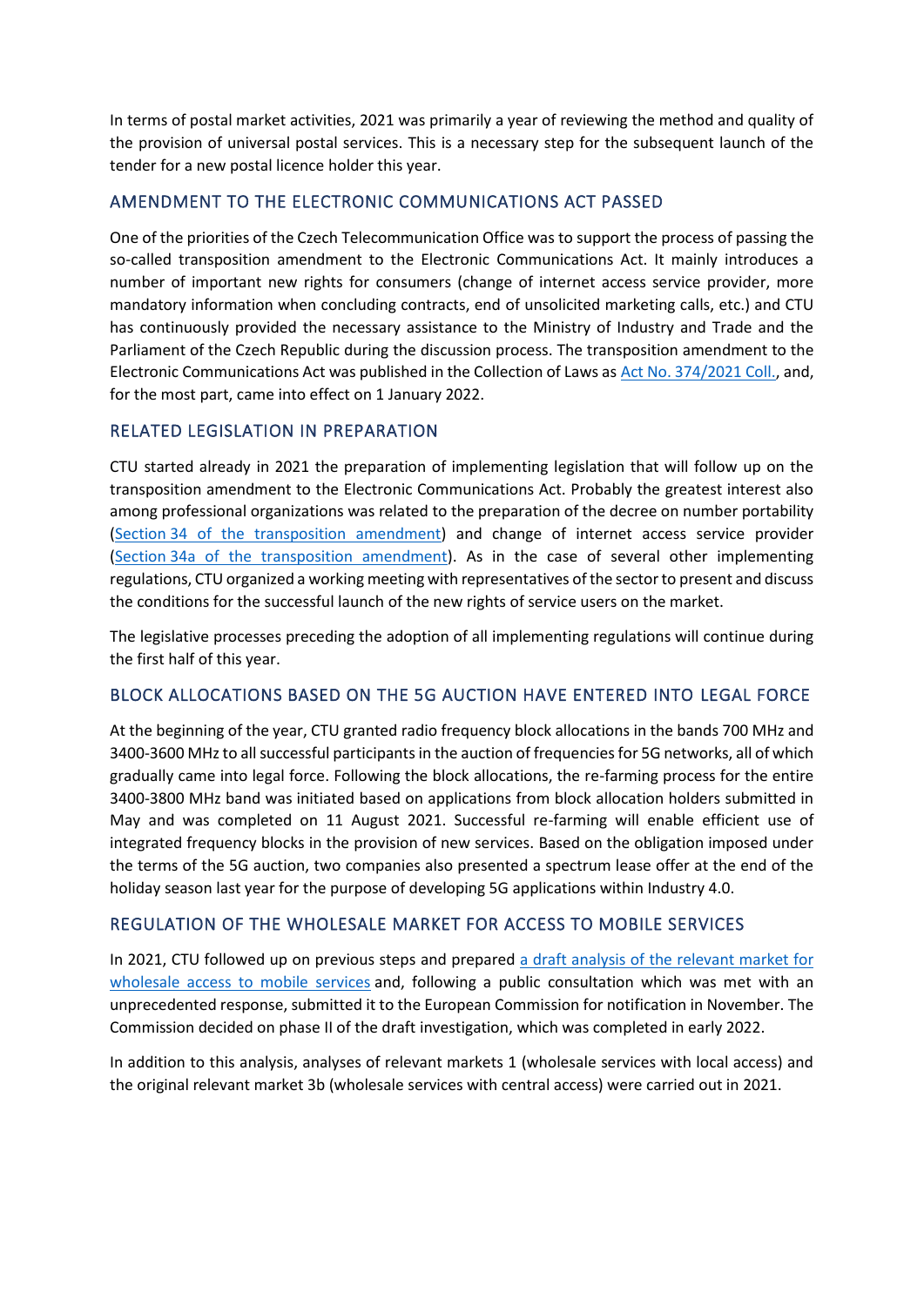In terms of postal market activities, 2021 was primarily a year of reviewing the method and quality of the provision of universal postal services. This is a necessary step for the subsequent launch of the tender for a new postal licence holder this year.

## AMENDMENT TO THE ELECTRONIC COMMUNICATIONS ACT PASSED

One of the priorities of the Czech Telecommunication Office was to support the process of passing the so-called transposition amendment to the Electronic Communications Act. It mainly introduces a number of important new rights for consumers (change of internet access service provider, more mandatory information when concluding contracts, end of unsolicited marketing calls, etc.) and CTU has continuously provided the necessary assistance to the Ministry of Industry and Trade and the Parliament of the Czech Republic during the discussion process. The transposition amendment to the Electronic Communications Act was published in the Collection of Laws as Act No. 374/2021 Coll., and, for the most part, came into effect on 1 January 2022.

## RELATED LEGISLATION IN PREPARATION

CTU started already in 2021 the preparation of implementing legislation that will follow up on the transposition amendment to the Electronic Communications Act. Probably the greatest interest also among professional organizations was related to the preparation of the decree on number portability (Section 34 of the transposition amendment) and change of internet access service provider (Section 34a of the transposition amendment). As in the case of several other implementing regulations, CTU organized a working meeting with representatives of the sector to present and discuss the conditions for the successful launch of the new rights of service users on the market.

The legislative processes preceding the adoption of all implementing regulations will continue during the first half of this year.

## BLOCK ALLOCATIONS BASED ON THE 5G AUCTION HAVE ENTERED INTO LEGAL FORCE

At the beginning of the year, CTU granted radio frequency block allocations in the bands 700 MHz and 3400-3600 MHz to all successful participants in the auction of frequencies for 5G networks, all of which gradually came into legal force. Following the block allocations, the re-farming process for the entire 3400-3800 MHz band was initiated based on applications from block allocation holders submitted in May and was completed on 11 August 2021. Successful re-farming will enable efficient use of integrated frequency blocks in the provision of new services. Based on the obligation imposed under the terms of the 5G auction, two companies also presented a spectrum lease offer at the end of the holiday season last year for the purpose of developing 5G applications within Industry 4.0.

## REGULATION OF THE WHOLESALE MARKET FOR ACCESS TO MOBILE SERVICES

In 2021, CTU followed up on previous steps and prepared a draft analysis of the relevant market for wholesale access to mobile services and, following a public consultation which was met with an unprecedented response, submitted it to the European Commission for notification in November. The Commission decided on phase II of the draft investigation, which was completed in early 2022.

In addition to this analysis, analyses of relevant markets 1 (wholesale services with local access) and the original relevant market 3b (wholesale services with central access) were carried out in 2021.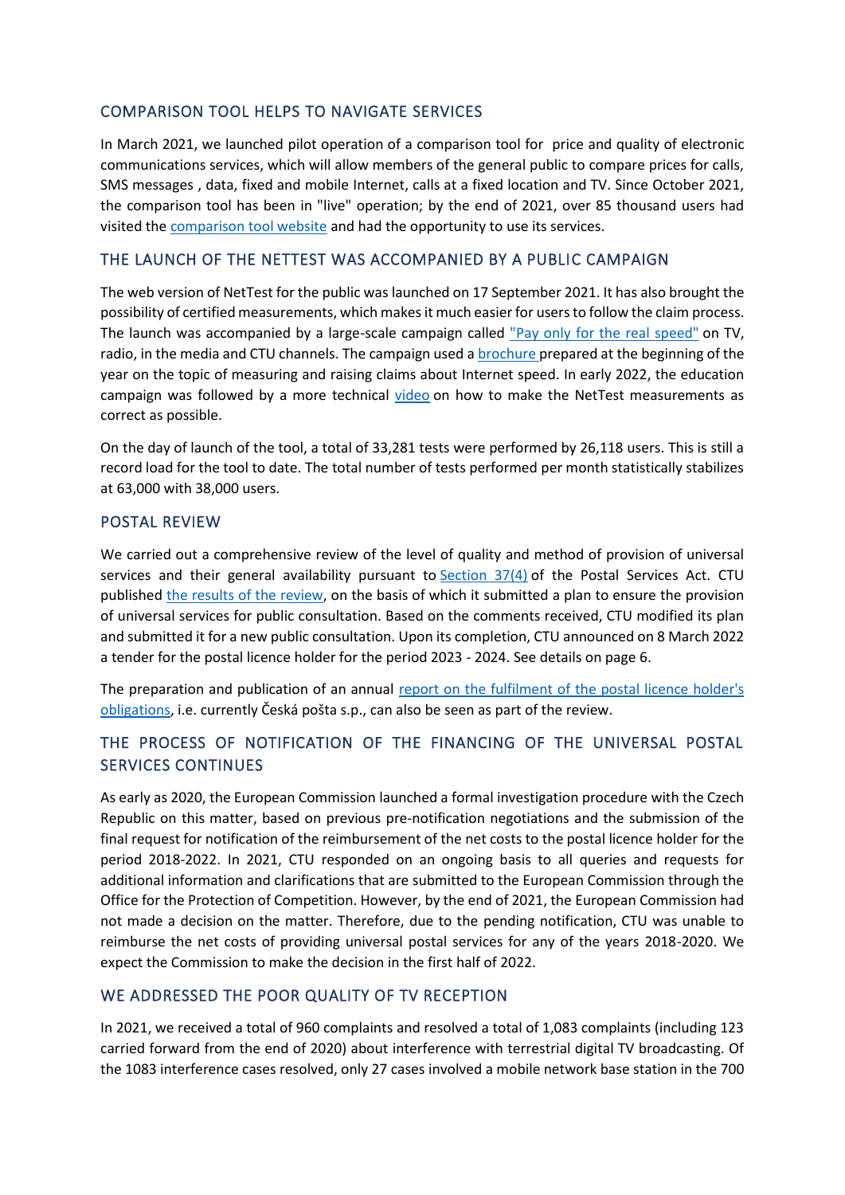## COMPARISON TOOL HELPS TO NAVIGATE SERVICES

In March 2021, we launched pilot operation of a comparison tool for price and quality of electronic communications services, which will allow members of the general public to compare prices for calls, SMS messages , data, fixed and mobile Internet, calls at a fixed location and TV. Since October 2021, the comparison tool has been in "live" operation; by the end of 2021, over 85 thousand users had visited the comparison tool website and had the opportunity to use its services.

## THE LAUNCH OF THE NETTEST WAS ACCOMPANIED BY A PUBLIC CAMPAIGN

The web version of NetTest for the public was launched on 17 September 2021. It has also brought the possibility of certified measurements, which makes it much easier for users to follow the claim process. The launch was accompanied by a large-scale campaign called "Pay only for the real speed" on TV, radio, in the media and CTU channels. The campaign used a brochure prepared at the beginning of the year on the topic of measuring and raising claims about Internet speed. In early 2022, the education campaign was followed by a more technical video on how to make the NetTest measurements as correct as possible.

On the day of launch of the tool, a total of 33,281 tests were performed by 26,118 users. This is still a record load for the tool to date. The total number of tests performed per month statistically stabilizes at 63,000 with 38,000 users.

## POSTAL REVIEW

We carried out a comprehensive review of the level of quality and method of provision of universal services and their general availability pursuant to Section 37(4) of the Postal Services Act. CTU published the results of the review, on the basis of which it submitted a plan to ensure the provision of universal services for public consultation. Based on the comments received, CTU modified its plan and submitted it for a new public consultation. Upon its completion, CTU announced on 8 March 2022 a tender for the postal licence holder for the period 2023 - 2024. See details on page 6.

The preparation and publication of an annual report on the fulfilment of the postal licence holder's obligations, i.e. currently Česká pošta s.p., can also be seen as part of the review.

## THE PROCESS OF NOTIFICATION OF THE FINANCING OF THE UNIVERSAL POSTAL SERVICES CONTINUES

As early as 2020, the European Commission launched a formal investigation procedure with the Czech Republic on this matter, based on previous pre-notification negotiations and the submission of the final request for notification of the reimbursement of the net costs to the postal licence holder for the period 2018-2022. In 2021, CTU responded on an ongoing basis to all queries and requests for additional information and clarifications that are submitted to the European Commission through the Office for the Protection of Competition. However, by the end of 2021, the European Commission had not made a decision on the matter. Therefore, due to the pending notification, CTU was unable to reimburse the net costs of providing universal postal services for any of the years 2018-2020. We expect the Commission to make the decision in the first half of 2022.

## WE ADDRESSED THE POOR QUALITY OF TV RECEPTION

In 2021, we received a total of 960 complaints and resolved a total of 1,083 complaints (including 123 carried forward from the end of 2020) about interference with terrestrial digital TV broadcasting. Of the 1083 interference cases resolved, only 27 cases involved a mobile network base station in the 700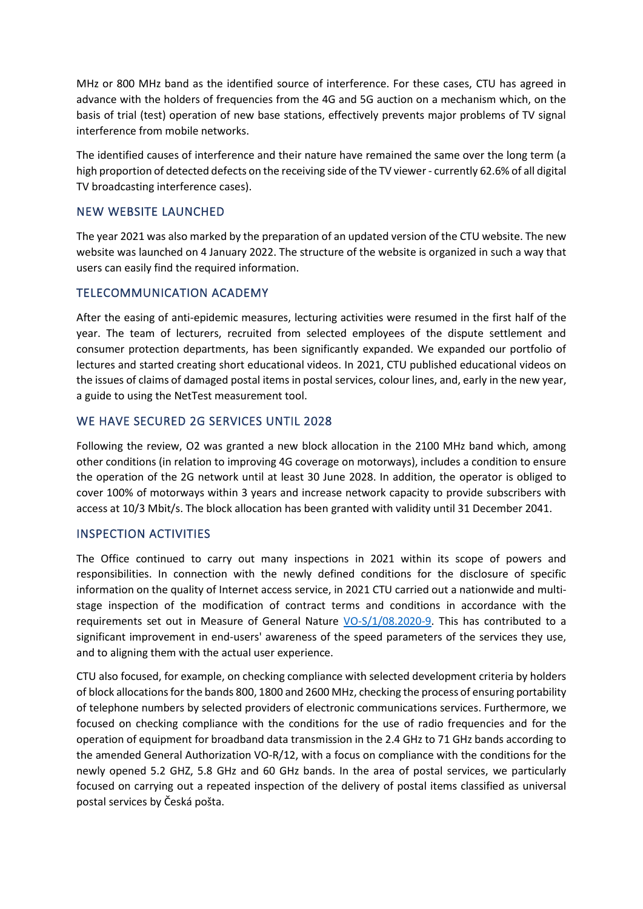MHz or 800 MHz band as the identified source of interference. For these cases, CTU has agreed in advance with the holders of frequencies from the 4G and 5G auction on a mechanism which, on the basis of trial (test) operation of new base stations, effectively prevents major problems of TV signal interference from mobile networks.

The identified causes of interference and their nature have remained the same over the long term (a high proportion of detected defects on the receiving side of the TV viewer - currently 62.6% of all digital TV broadcasting interference cases).

## NEW WEBSITE LAUNCHED

The year 2021 was also marked by the preparation of an updated version of the CTU website. The new website was launched on 4 January 2022. The structure of the website is organized in such a way that users can easily find the required information.

## TELECOMMUNICATION ACADEMY

After the easing of anti-epidemic measures, lecturing activities were resumed in the first half of the year. The team of lecturers, recruited from selected employees of the dispute settlement and consumer protection departments, has been significantly expanded. We expanded our portfolio of lectures and started creating short educational videos. In 2021, CTU published educational videos on the issues of claims of damaged postal items in postal services, colour lines, and, early in the new year, a guide to using the NetTest measurement tool.

## WE HAVE SECURED 2G SERVICES UNTIL 2028

Following the review, O2 was granted a new block allocation in the 2100 MHz band which, among other conditions (in relation to improving 4G coverage on motorways), includes a condition to ensure the operation of the 2G network until at least 30 June 2028. In addition, the operator is obliged to cover 100% of motorways within 3 years and increase network capacity to provide subscribers with access at 10/3 Mbit/s. The block allocation has been granted with validity until 31 December 2041.

## INSPECTION ACTIVITIES

The Office continued to carry out many inspections in 2021 within its scope of powers and responsibilities. In connection with the newly defined conditions for the disclosure of specific information on the quality of Internet access service, in 2021 CTU carried out a nationwide and multi-stage inspection of the modification of contract terms and conditions in accordance with the requirements set out in Measure of General Nature VO-S/1/08.2020-9. This has contributed to a significant improvement in end-users' awareness of the speed parameters of the services they use, and to aligning them with the actual user experience.

CTU also focused, for example, on checking compliance with selected development criteria by holders of block allocations for the bands 800, 1800 and 2600 MHz, checking the process of ensuring portability of telephone numbers by selected providers of electronic communications services. Furthermore, we focused on checking compliance with the conditions for the use of radio frequencies and for the operation of equipment for broadband data transmission in the 2.4 GHz to 71 GHz bands according to the amended General Authorization VO-R/12, with a focus on compliance with the conditions for the newly opened 5.2 GHZ, 5.8 GHz and 60 GHz bands. In the area of postal services, we particularly focused on carrying out a repeated inspection of the delivery of postal items classified as universal postal services by Česká pošta.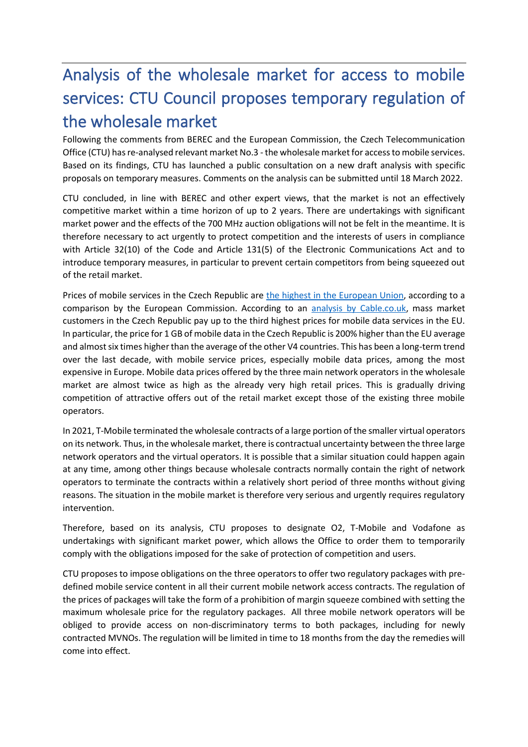# Analysis of the wholesale market for access to mobile services: CTU Council proposes temporary regulation of the wholesale market

Following the comments from BEREC and the European Commission, the Czech Telecommunication Office (CTU) has re-analysed relevant market No.3 - the wholesale market for access to mobile services. Based on its findings, CTU has launched a public consultation on a new draft analysis with specific proposals on temporary measures. Comments on the analysis can be submitted until 18 March 2022.

CTU concluded, in line with BEREC and other expert views, that the market is not an effectively competitive market within a time horizon of up to 2 years. There are undertakings with significant market power and the effects of the 700 MHz auction obligations will not be felt in the meantime. It is therefore necessary to act urgently to protect competition and the interests of users in compliance with Article 32(10) of the Code and Article 131(5) of the Electronic Communications Act and to introduce temporary measures, in particular to prevent certain competitors from being squeezed out of the retail market.

Prices of mobile services in the Czech Republic are [the highest in the European Union](), according to a comparison by the European Commission. According to an [analysis by Cable.co.uk](), mass market customers in the Czech Republic pay up to the third highest prices for mobile data services in the EU. In particular, the price for 1 GB of mobile data in the Czech Republic is 200% higher than the EU average and almost six times higher than the average of the other V4 countries. This has been a long-term trend over the last decade, with mobile service prices, especially mobile data prices, among the most expensive in Europe. Mobile data prices offered by the three main network operators in the wholesale market are almost twice as high as the already very high retail prices. This is gradually driving competition of attractive offers out of the retail market except those of the existing three mobile operators.

In 2021, T-Mobile terminated the wholesale contracts of a large portion of the smaller virtual operators on its network. Thus, in the wholesale market, there is contractual uncertainty between the three large network operators and the virtual operators. It is possible that a similar situation could happen again at any time, among other things because wholesale contracts normally contain the right of network operators to terminate the contracts within a relatively short period of three months without giving reasons. The situation in the mobile market is therefore very serious and urgently requires regulatory intervention.

Therefore, based on its analysis, CTU proposes to designate O2, T-Mobile and Vodafone as undertakings with significant market power, which allows the Office to order them to temporarily comply with the obligations imposed for the sake of protection of competition and users.

CTU proposes to impose obligations on the three operators to offer two regulatory packages with pre-defined mobile service content in all their current mobile network access contracts. The regulation of the prices of packages will take the form of a prohibition of margin squeeze combined with setting the maximum wholesale price for the regulatory packages. All three mobile network operators will be obliged to provide access on non-discriminatory terms to both packages, including for newly contracted MVNOs. The regulation will be limited in time to 18 months from the day the remedies will come into effect.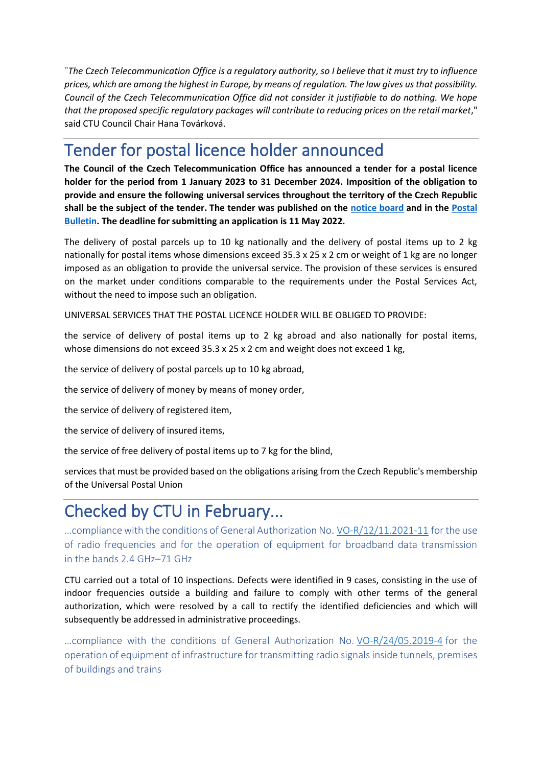"*The Czech Telecommunication Office is a regulatory authority, so I believe that it must try to influence prices, which are among the highest in Europe, by means of regulation. The law gives us that possibility. Council of the Czech Telecommunication Office did not consider it justifiable to do nothing. We hope that the proposed specific regulatory packages will contribute to reducing prices on the retail market*," said CTU Council Chair Hana Továrková.

## Tender for postal licence holder announced

**The Council of the Czech Telecommunication Office has announced a tender for a postal licence holder for the period from 1 January 2023 to 31 December 2024. Imposition of the obligation to provide and ensure the following universal services throughout the territory of the Czech Republic shall be the subject of the tender. The tender was published on the notice board and in the Postal Bulletin. The deadline for submitting an application is 11 May 2022.**

The delivery of postal parcels up to 10 kg nationally and the delivery of postal items up to 2 kg nationally for postal items whose dimensions exceed 35.3 x 25 x 2 cm or weight of 1 kg are no longer imposed as an obligation to provide the universal service. The provision of these services is ensured on the market under conditions comparable to the requirements under the Postal Services Act, without the need to impose such an obligation.

UNIVERSAL SERVICES THAT THE POSTAL LICENCE HOLDER WILL BE OBLIGED TO PROVIDE:

the service of delivery of postal items up to 2 kg abroad and also nationally for postal items, whose dimensions do not exceed 35.3 x 25 x 2 cm and weight does not exceed 1 kg,

the service of delivery of postal parcels up to 10 kg abroad,

the service of delivery of money by means of money order,

the service of delivery of registered item,

the service of delivery of insured items,

the service of free delivery of postal items up to 7 kg for the blind,

services that must be provided based on the obligations arising from the Czech Republic's membership of the Universal Postal Union

## Checked by CTU in February...

...compliance with the conditions of General Authorization No. VO-R/12/11.2021-11 for the use of radio frequencies and for the operation of equipment for broadband data transmission in the bands 2.4 GHz–71 GHz

CTU carried out a total of 10 inspections. Defects were identified in 9 cases, consisting in the use of indoor frequencies outside a building and failure to comply with other terms of the general authorization, which were resolved by a call to rectify the identified deficiencies and which will subsequently be addressed in administrative proceedings.

...compliance with the conditions of General Authorization No. VO-R/24/05.2019-4 for the operation of equipment of infrastructure for transmitting radio signals inside tunnels, premises of buildings and trains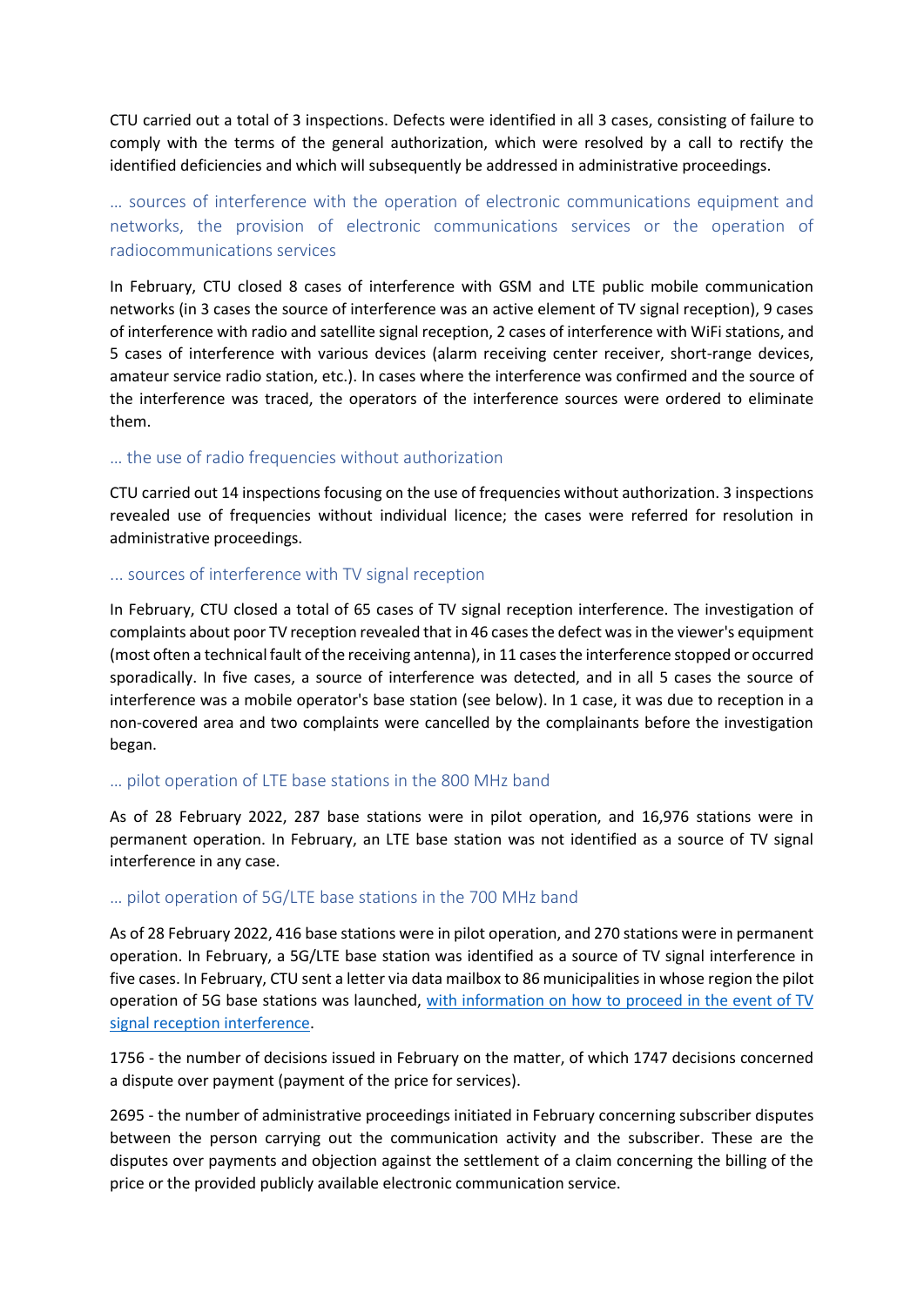CTU carried out a total of 3 inspections. Defects were identified in all 3 cases, consisting of failure to comply with the terms of the general authorization, which were resolved by a call to rectify the identified deficiencies and which will subsequently be addressed in administrative proceedings.

### … sources of interference with the operation of electronic communications equipment and networks, the provision of electronic communications services or the operation of radiocommunications services

In February, CTU closed 8 cases of interference with GSM and LTE public mobile communication networks (in 3 cases the source of interference was an active element of TV signal reception), 9 cases of interference with radio and satellite signal reception, 2 cases of interference with WiFi stations, and 5 cases of interference with various devices (alarm receiving center receiver, short-range devices, amateur service radio station, etc.). In cases where the interference was confirmed and the source of the interference was traced, the operators of the interference sources were ordered to eliminate them.

### … the use of radio frequencies without authorization

CTU carried out 14 inspections focusing on the use of frequencies without authorization. 3 inspections revealed use of frequencies without individual licence; the cases were referred for resolution in administrative proceedings.

### ... sources of interference with TV signal reception

In February, CTU closed a total of 65 cases of TV signal reception interference. The investigation of complaints about poor TV reception revealed that in 46 cases the defect was in the viewer's equipment (most often a technical fault of the receiving antenna), in 11 cases the interference stopped or occurred sporadically. In five cases, a source of interference was detected, and in all 5 cases the source of interference was a mobile operator's base station (see below). In 1 case, it was due to reception in a non-covered area and two complaints were cancelled by the complainants before the investigation began.

### … pilot operation of LTE base stations in the 800 MHz band

As of 28 February 2022, 287 base stations were in pilot operation, and 16,976 stations were in permanent operation. In February, an LTE base station was not identified as a source of TV signal interference in any case.

### … pilot operation of 5G/LTE base stations in the 700 MHz band

As of 28 February 2022, 416 base stations were in pilot operation, and 270 stations were in permanent operation. In February, a 5G/LTE base station was identified as a source of TV signal interference in five cases. In February, CTU sent a letter via data mailbox to 86 municipalities in whose region the pilot operation of 5G base stations was launched, with information on how to proceed in the event of TV signal reception interference.

1756 - the number of decisions issued in February on the matter, of which 1747 decisions concerned a dispute over payment (payment of the price for services).

2695 - the number of administrative proceedings initiated in February concerning subscriber disputes between the person carrying out the communication activity and the subscriber. These are the disputes over payments and objection against the settlement of a claim concerning the billing of the price or the provided publicly available electronic communication service.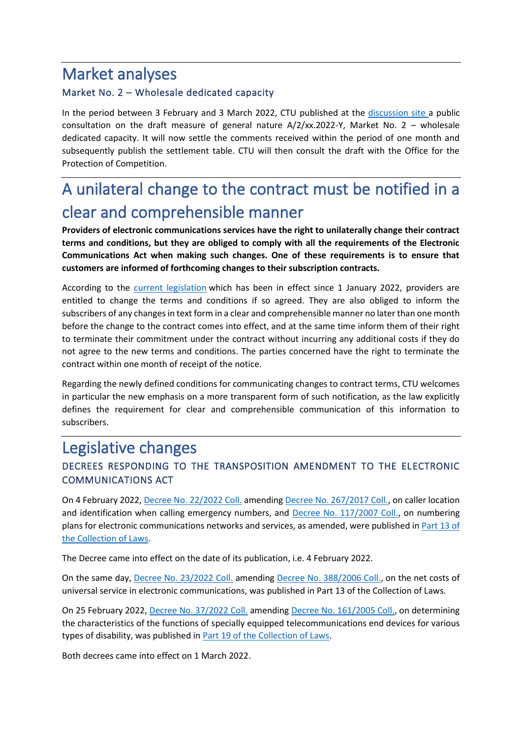# Market analyses

## Market No. 2 – Wholesale dedicated capacity

In the period between 3 February and 3 March 2022, CTU published at the discussion site a public consultation on the draft measure of general nature A/2/xx.2022-Y, Market No. 2 – wholesale dedicated capacity. It will now settle the comments received within the period of one month and subsequently publish the settlement table. CTU will then consult the draft with the Office for the Protection of Competition.

# A unilateral change to the contract must be notified in a clear and comprehensible manner

**Providers of electronic communications services have the right to unilaterally change their contract terms and conditions, but they are obliged to comply with all the requirements of the Electronic Communications Act when making such changes. One of these requirements is to ensure that customers are informed of forthcoming changes to their subscription contracts.**

According to the current legislation which has been in effect since 1 January 2022, providers are entitled to change the terms and conditions if so agreed. They are also obliged to inform the subscribers of any changes in text form in a clear and comprehensible manner no later than one month before the change to the contract comes into effect, and at the same time inform them of their right to terminate their commitment under the contract without incurring any additional costs if they do not agree to the new terms and conditions. The parties concerned have the right to terminate the contract within one month of receipt of the notice.

Regarding the newly defined conditions for communicating changes to contract terms, CTU welcomes in particular the new emphasis on a more transparent form of such notification, as the law explicitly defines the requirement for clear and comprehensible communication of this information to subscribers.

# Legislative changes

## DECREES RESPONDING TO THE TRANSPOSITION AMENDMENT TO THE ELECTRONIC COMMUNICATIONS ACT

On 4 February 2022, Decree No. 22/2022 Coll. amending Decree No. 267/2017 Coll., on caller location and identification when calling emergency numbers, and Decree No. 117/2007 Coll., on numbering plans for electronic communications networks and services, as amended, were published in Part 13 of the Collection of Laws.

The Decree came into effect on the date of its publication, i.e. 4 February 2022.

On the same day, Decree No. 23/2022 Coll. amending Decree No. 388/2006 Coll., on the net costs of universal service in electronic communications, was published in Part 13 of the Collection of Laws.

On 25 February 2022, Decree No. 37/2022 Coll. amending Decree No. 161/2005 Coll., on determining the characteristics of the functions of specially equipped telecommunications end devices for various types of disability, was published in Part 19 of the Collection of Laws.

Both decrees came into effect on 1 March 2022.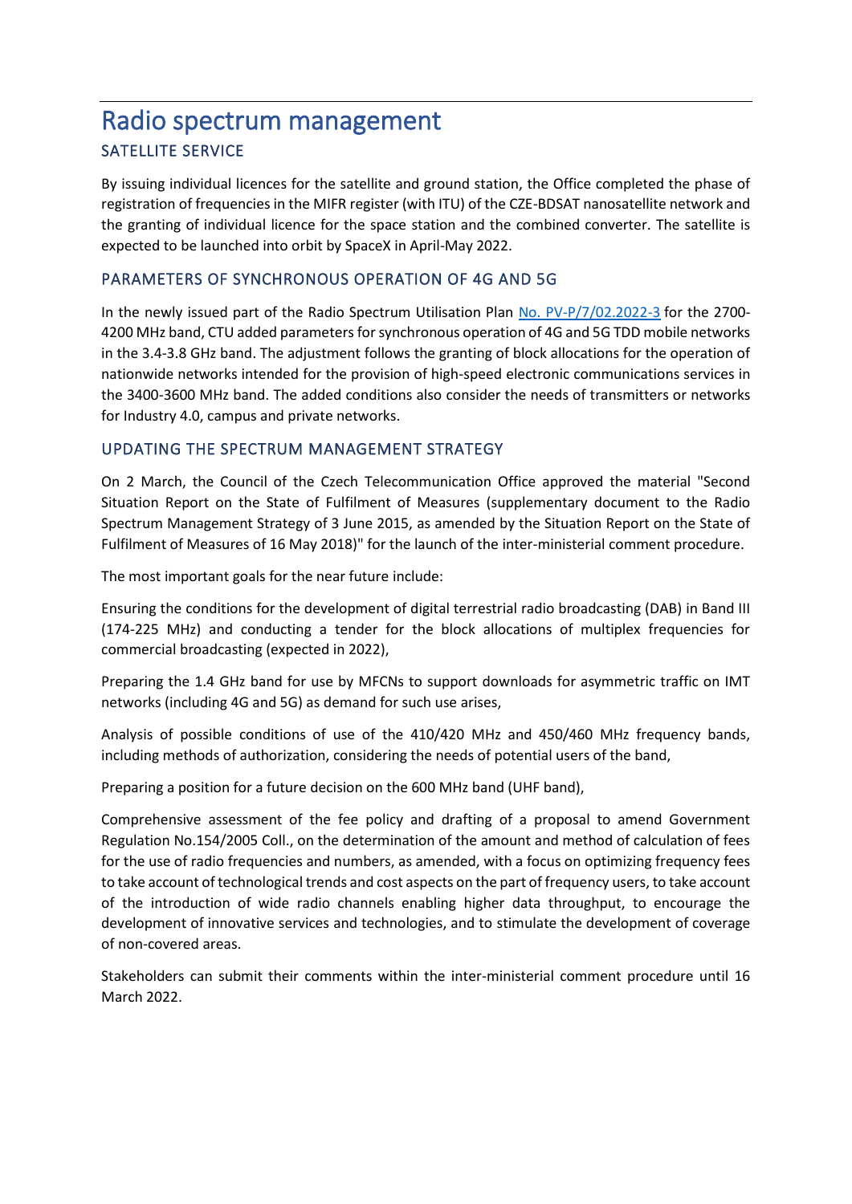# Radio spectrum management

## SATELLITE SERVICE

By issuing individual licences for the satellite and ground station, the Office completed the phase of registration of frequencies in the MIFR register (with ITU) of the CZE-BDSAT nanosatellite network and the granting of individual licence for the space station and the combined converter. The satellite is expected to be launched into orbit by SpaceX in April-May 2022.

## PARAMETERS OF SYNCHRONOUS OPERATION OF 4G AND 5G

In the newly issued part of the Radio Spectrum Utilisation Plan No. PV-P/7/02.2022-3 for the 2700-4200 MHz band, CTU added parameters for synchronous operation of 4G and 5G TDD mobile networks in the 3.4-3.8 GHz band. The adjustment follows the granting of block allocations for the operation of nationwide networks intended for the provision of high-speed electronic communications services in the 3400-3600 MHz band. The added conditions also consider the needs of transmitters or networks for Industry 4.0, campus and private networks.

## UPDATING THE SPECTRUM MANAGEMENT STRATEGY

On 2 March, the Council of the Czech Telecommunication Office approved the material "Second Situation Report on the State of Fulfilment of Measures (supplementary document to the Radio Spectrum Management Strategy of 3 June 2015, as amended by the Situation Report on the State of Fulfilment of Measures of 16 May 2018)" for the launch of the inter-ministerial comment procedure.

The most important goals for the near future include:

Ensuring the conditions for the development of digital terrestrial radio broadcasting (DAB) in Band III (174-225 MHz) and conducting a tender for the block allocations of multiplex frequencies for commercial broadcasting (expected in 2022),

Preparing the 1.4 GHz band for use by MFCNs to support downloads for asymmetric traffic on IMT networks (including 4G and 5G) as demand for such use arises,

Analysis of possible conditions of use of the 410/420 MHz and 450/460 MHz frequency bands, including methods of authorization, considering the needs of potential users of the band,

Preparing a position for a future decision on the 600 MHz band (UHF band),

Comprehensive assessment of the fee policy and drafting of a proposal to amend Government Regulation No.154/2005 Coll., on the determination of the amount and method of calculation of fees for the use of radio frequencies and numbers, as amended, with a focus on optimizing frequency fees to take account of technological trends and cost aspects on the part of frequency users, to take account of the introduction of wide radio channels enabling higher data throughput, to encourage the development of innovative services and technologies, and to stimulate the development of coverage of non-covered areas.

Stakeholders can submit their comments within the inter-ministerial comment procedure until 16 March 2022.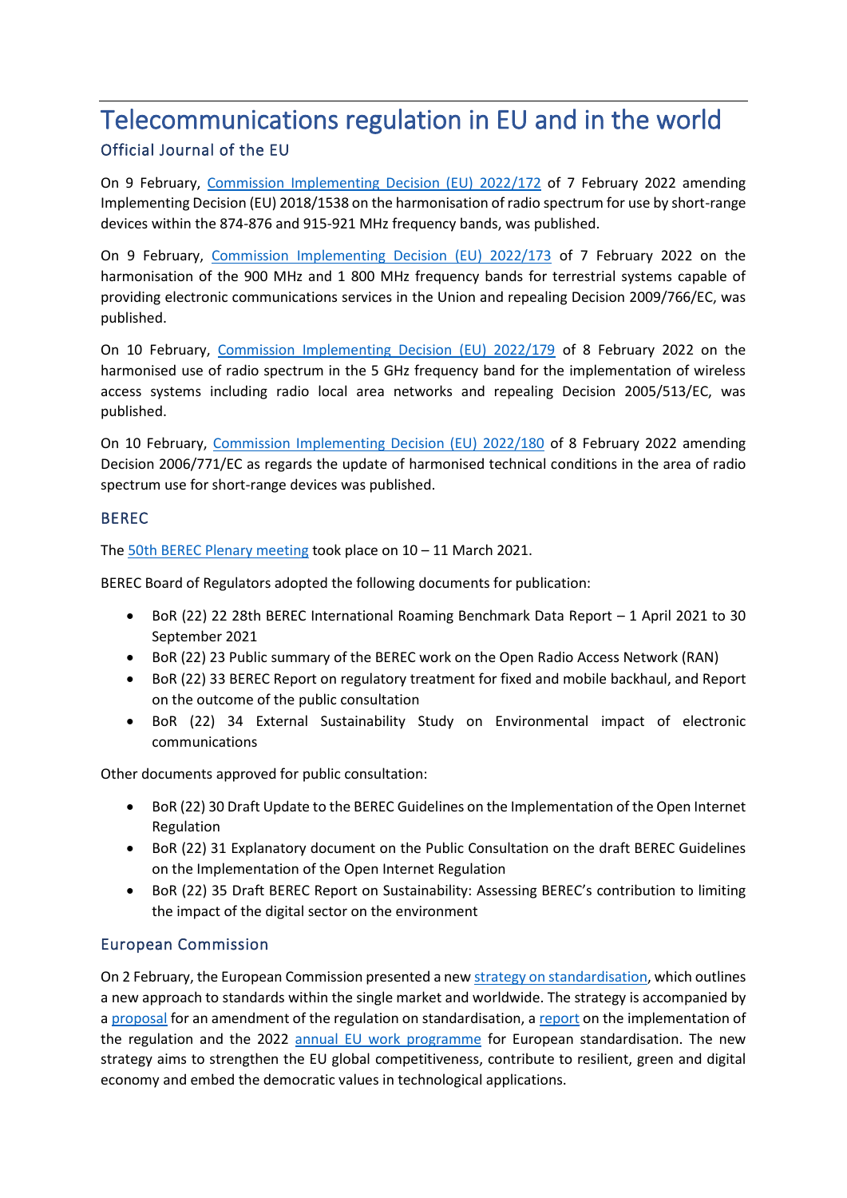# Telecommunications regulation in EU and in the world

## Official Journal of the EU

On 9 February, [Commission Implementing Decision (EU) 2022/172]() of 7 February 2022 amending Implementing Decision (EU) 2018/1538 on the harmonisation of radio spectrum for use by short-range devices within the 874-876 and 915-921 MHz frequency bands, was published.

On 9 February, [Commission Implementing Decision (EU) 2022/173]() of 7 February 2022 on the harmonisation of the 900 MHz and 1 800 MHz frequency bands for terrestrial systems capable of providing electronic communications services in the Union and repealing Decision 2009/766/EC, was published.

On 10 February, [Commission Implementing Decision (EU) 2022/179]() of 8 February 2022 on the harmonised use of radio spectrum in the 5 GHz frequency band for the implementation of wireless access systems including radio local area networks and repealing Decision 2005/513/EC, was published.

On 10 February, [Commission Implementing Decision (EU) 2022/180]() of 8 February 2022 amending Decision 2006/771/EC as regards the update of harmonised technical conditions in the area of radio spectrum use for short-range devices was published.

### BEREC

The [50th BEREC Plenary meeting]() took place on 10 – 11 March 2021.

BEREC Board of Regulators adopted the following documents for publication:

- BoR (22) 22 28th BEREC International Roaming Benchmark Data Report – 1 April 2021 to 30 September 2021
- BoR (22) 23 Public summary of the BEREC work on the Open Radio Access Network (RAN)
- BoR (22) 33 BEREC Report on regulatory treatment for fixed and mobile backhaul, and Report on the outcome of the public consultation
- BoR (22) 34 External Sustainability Study on Environmental impact of electronic communications

Other documents approved for public consultation:

- BoR (22) 30 Draft Update to the BEREC Guidelines on the Implementation of the Open Internet Regulation
- BoR (22) 31 Explanatory document on the Public Consultation on the draft BEREC Guidelines on the Implementation of the Open Internet Regulation
- BoR (22) 35 Draft BEREC Report on Sustainability: Assessing BEREC's contribution to limiting the impact of the digital sector on the environment

### European Commission

On 2 February, the European Commission presented a new [strategy on standardisation](), which outlines a new approach to standards within the single market and worldwide. The strategy is accompanied by a [proposal]() for an amendment of the regulation on standardisation, a [report]() on the implementation of the regulation and the 2022 [annual EU work programme]() for European standardisation. The new strategy aims to strengthen the EU global competitiveness, contribute to resilient, green and digital economy and embed the democratic values in technological applications.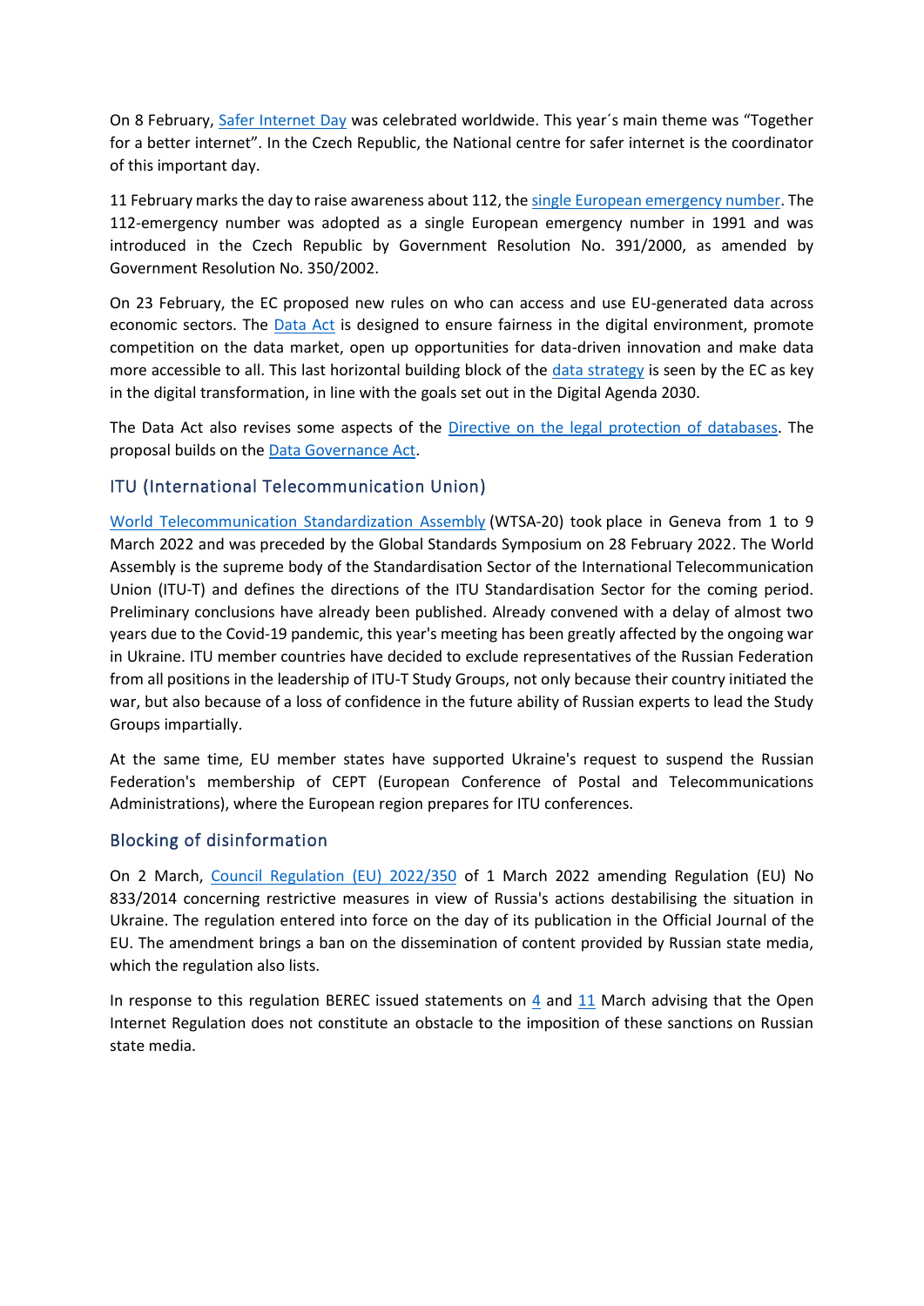On 8 February, Safer Internet Day was celebrated worldwide. This year´s main theme was "Together for a better internet". In the Czech Republic, the National centre for safer internet is the coordinator of this important day.

11 February marks the day to raise awareness about 112, the single European emergency number. The 112-emergency number was adopted as a single European emergency number in 1991 and was introduced in the Czech Republic by Government Resolution No. 391/2000, as amended by Government Resolution No. 350/2002.

On 23 February, the EC proposed new rules on who can access and use EU-generated data across economic sectors. The Data Act is designed to ensure fairness in the digital environment, promote competition on the data market, open up opportunities for data-driven innovation and make data more accessible to all. This last horizontal building block of the data strategy is seen by the EC as key in the digital transformation, in line with the goals set out in the Digital Agenda 2030.

The Data Act also revises some aspects of the Directive on the legal protection of databases. The proposal builds on the Data Governance Act.

## ITU (International Telecommunication Union)

World Telecommunication Standardization Assembly (WTSA-20) took place in Geneva from 1 to 9 March 2022 and was preceded by the Global Standards Symposium on 28 February 2022. The World Assembly is the supreme body of the Standardisation Sector of the International Telecommunication Union (ITU-T) and defines the directions of the ITU Standardisation Sector for the coming period. Preliminary conclusions have already been published. Already convened with a delay of almost two years due to the Covid-19 pandemic, this year's meeting has been greatly affected by the ongoing war in Ukraine. ITU member countries have decided to exclude representatives of the Russian Federation from all positions in the leadership of ITU-T Study Groups, not only because their country initiated the war, but also because of a loss of confidence in the future ability of Russian experts to lead the Study Groups impartially.

At the same time, EU member states have supported Ukraine's request to suspend the Russian Federation's membership of CEPT (European Conference of Postal and Telecommunications Administrations), where the European region prepares for ITU conferences.

## Blocking of disinformation

On 2 March, Council Regulation (EU) 2022/350 of 1 March 2022 amending Regulation (EU) No 833/2014 concerning restrictive measures in view of Russia's actions destabilising the situation in Ukraine. The regulation entered into force on the day of its publication in the Official Journal of the EU. The amendment brings a ban on the dissemination of content provided by Russian state media, which the regulation also lists.

In response to this regulation BEREC issued statements on 4 and 11 March advising that the Open Internet Regulation does not constitute an obstacle to the imposition of these sanctions on Russian state media.